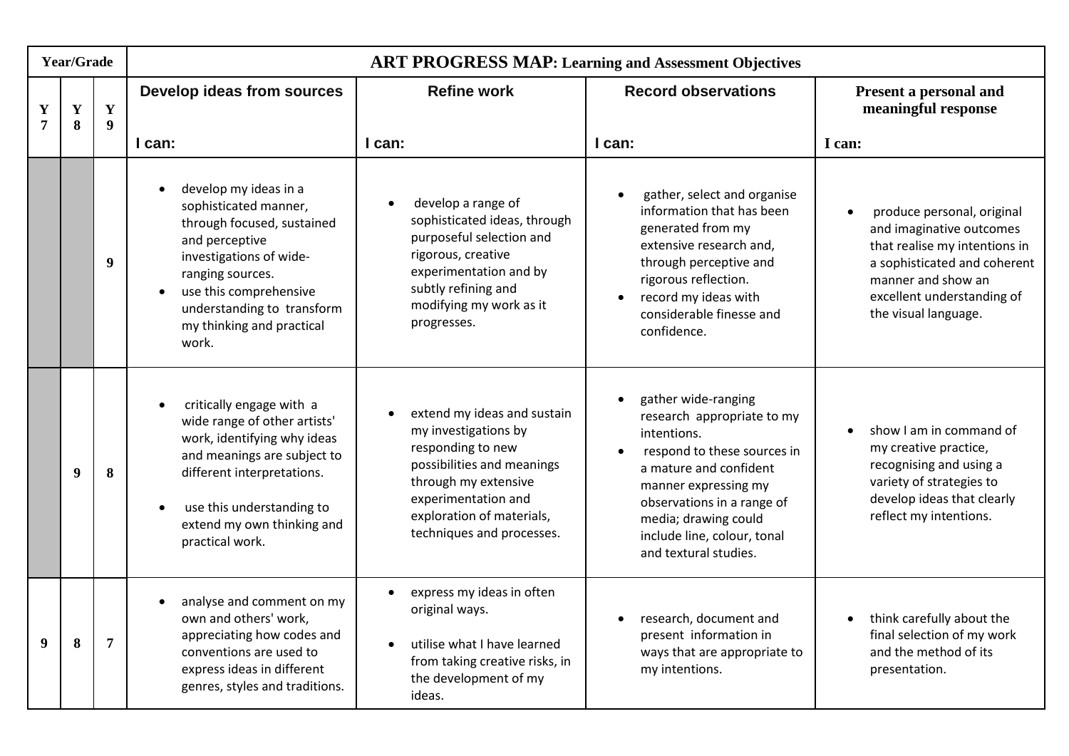| Year/Grade | | | ART PROGRESS MAP: Learning and Assessment Objectives | | | |
|---|---|---|---|---|---|---|
| Y 7 | Y 8 | Y 9 | **Develop ideas from sources**<br><br>I can: | **Refine work**<br><br>I can: | **Record observations**<br><br>I can: | **Present a personal and meaningful response**<br><br>I can: |
| | | 9 | • develop my ideas in a sophisticated manner, through focused, sustained and perceptive investigations of wide-ranging sources.<br>• use this comprehensive understanding to transform my thinking and practical work. | • develop a range of sophisticated ideas, through purposeful selection and rigorous, creative experimentation and by subtly refining and modifying my work as it progresses. | • gather, select and organise information that has been generated from my extensive research and, through perceptive and rigorous reflection.<br>• record my ideas with considerable finesse and confidence. | • produce personal, original and imaginative outcomes that realise my intentions in a sophisticated and coherent manner and show an excellent understanding of the visual language. |
| | 9 | 8 | • critically engage with a wide range of other artists' work, identifying why ideas and meanings are subject to different interpretations.<br>• use this understanding to extend my own thinking and practical work. | • extend my ideas and sustain my investigations by responding to new possibilities and meanings through my extensive experimentation and exploration of materials, techniques and processes. | • gather wide-ranging research appropriate to my intentions.<br>• respond to these sources in a mature and confident manner expressing my observations in a range of media; drawing could include line, colour, tonal and textural studies. | • show I am in command of my creative practice, recognising and using a variety of strategies to develop ideas that clearly reflect my intentions. |
| 9 | 8 | 7 | • analyse and comment on my own and others' work, appreciating how codes and conventions are used to express ideas in different genres, styles and traditions. | • express my ideas in often original ways.<br>• utilise what I have learned from taking creative risks, in the development of my ideas. | • research, document and present information in ways that are appropriate to my intentions. | • think carefully about the final selection of my work and the method of its presentation. |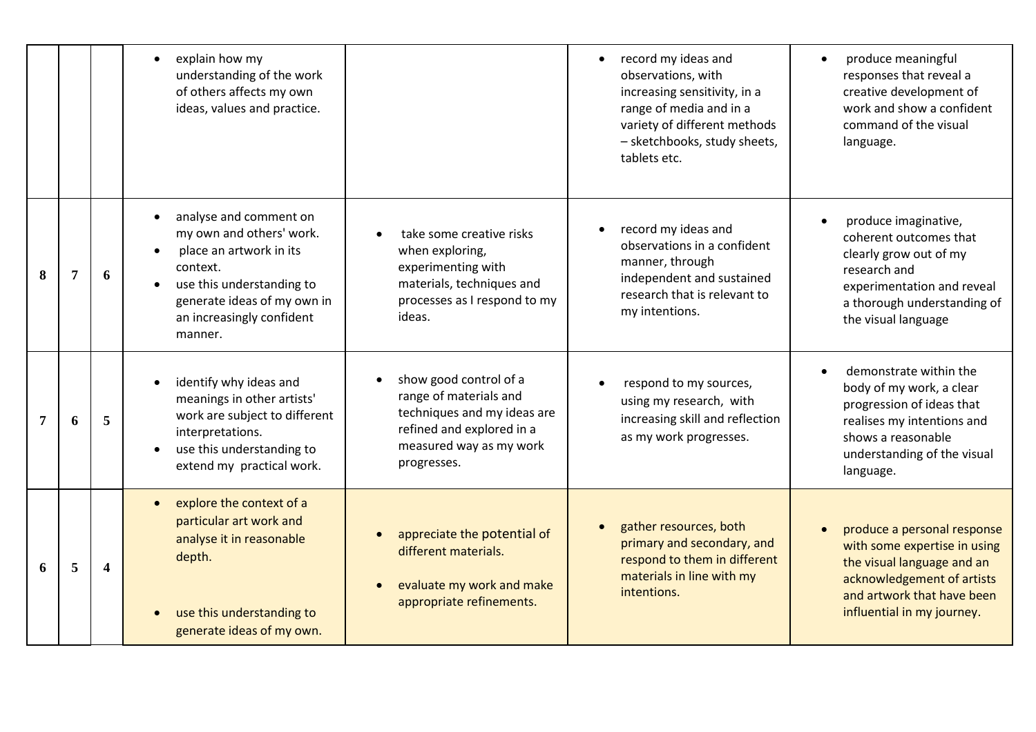|  |  |  |  |  |  |  |
|---|---|---|---|---|---|---|
|  |  |  | • explain how my understanding of the work of others affects my own ideas, values and practice. |  | • record my ideas and observations, with increasing sensitivity, in a range of media and in a variety of different methods – sketchbooks, study sheets, tablets etc. | • produce meaningful responses that reveal a creative development of work and show a confident command of the visual language. |
| 8 | 7 | 6 | • analyse and comment on my own and others' work.<br>• place an artwork in its context.<br>• use this understanding to generate ideas of my own in an increasingly confident manner. | • take some creative risks when exploring, experimenting with materials, techniques and processes as I respond to my ideas. | • record my ideas and observations in a confident manner, through independent and sustained research that is relevant to my intentions. | • produce imaginative, coherent outcomes that clearly grow out of my research and experimentation and reveal a thorough understanding of the visual language |
| 7 | 6 | 5 | • identify why ideas and meanings in other artists' work are subject to different interpretations.<br>• use this understanding to extend my practical work. | • show good control of a range of materials and techniques and my ideas are refined and explored in a measured way as my work progresses. | • respond to my sources, using my research, with increasing skill and reflection as my work progresses. | • demonstrate within the body of my work, a clear progression of ideas that realises my intentions and shows a reasonable understanding of the visual language. |
| 6 | 5 | 4 | • explore the context of a particular art work and analyse it in reasonable depth.<br>• use this understanding to generate ideas of my own. | • appreciate the potential of different materials.<br>• evaluate my work and make appropriate refinements. | • gather resources, both primary and secondary, and respond to them in different materials in line with my intentions. | • produce a personal response with some expertise in using the visual language and an acknowledgement of artists and artwork that have been influential in my journey. |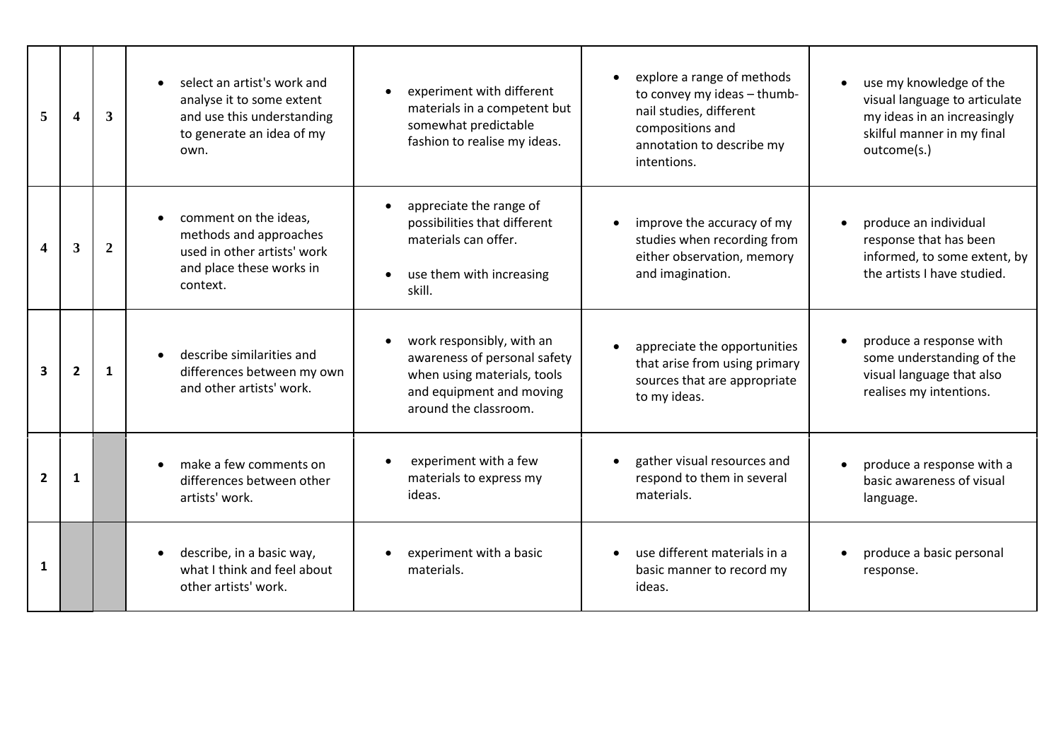| | | | | | | |
|---|---|---|---|---|---|---|
| 5 | 4 | 3 | • select an artist's work and analyse it to some extent and use this understanding to generate an idea of my own. | • experiment with different materials in a competent but somewhat predictable fashion to realise my ideas. | • explore a range of methods to convey my ideas – thumb-nail studies, different compositions and annotation to describe my intentions. | • use my knowledge of the visual language to articulate my ideas in an increasingly skilful manner in my final outcome(s.) |
| 4 | 3 | 2 | • comment on the ideas, methods and approaches used in other artists' work and place these works in context. | • appreciate the range of possibilities that different materials can offer. • use them with increasing skill. | • improve the accuracy of my studies when recording from either observation, memory and imagination. | • produce an individual response that has been informed, to some extent, by the artists I have studied. |
| 3 | 2 | 1 | • describe similarities and differences between my own and other artists' work. | • work responsibly, with an awareness of personal safety when using materials, tools and equipment and moving around the classroom. | • appreciate the opportunities that arise from using primary sources that are appropriate to my ideas. | • produce a response with some understanding of the visual language that also realises my intentions. |
| 2 | 1 | | • make a few comments on differences between other artists' work. | • experiment with a few materials to express my ideas. | • gather visual resources and respond to them in several materials. | • produce a response with a basic awareness of visual language. |
| 1 | | | • describe, in a basic way, what I think and feel about other artists' work. | • experiment with a basic materials. | • use different materials in a basic manner to record my ideas. | • produce a basic personal response. |